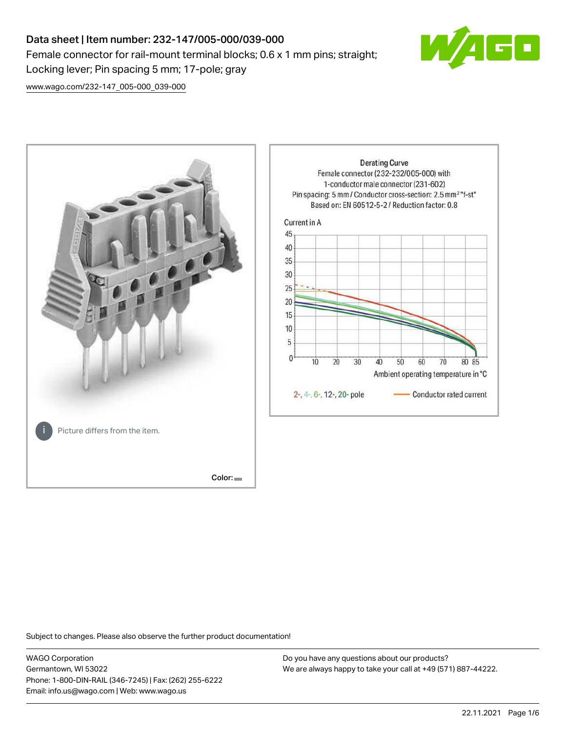# Data sheet | Item number: 232-147/005-000/039-000

Female connector for rail-mount terminal blocks; 0.6 x 1 mm pins; straight; Locking lever; Pin spacing 5 mm; 17-pole; gray

www.wago.com/232-147_005-000_039-000

Picture differs from the item.

Color:

Derating Curve
Female connector (232-232/005-000) with
1-conductor male connector (231-602)
Pin spacing: 5 mm / Conductor cross-section: 2.5 mm² "f-st"
Based on: EN 60512-5-2 / Reduction factor: 0.8

Current in A

Ambient operating temperature in °C

2-, 4-, 6-, 12-, 20- pole — Conductor rated current

Subject to changes. Please also observe the further product documentation!

WAGO Corporation
Germantown, WI 53022
Phone: 1-800-DIN-RAIL (346-7245) | Fax: (262) 255-6222
Email: info.us@wago.com | Web: www.wago.us

Do you have any questions about our products?
We are always happy to take your call at +49 (571) 887-44222.

22.11.2021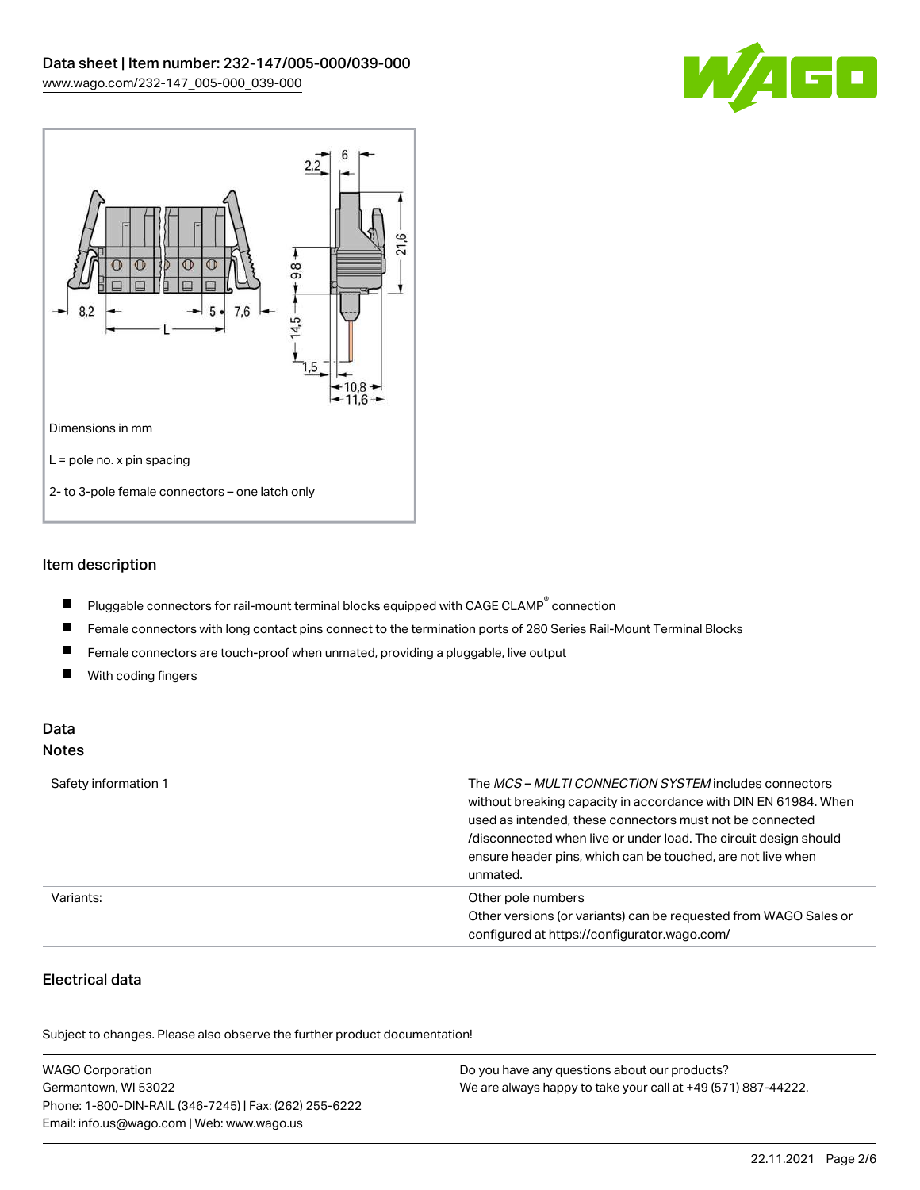Dimensions in mm

L = pole no. x pin spacing

2- to 3-pole female connectors – one latch only

## Item description

- Pluggable connectors for rail-mount terminal blocks equipped with CAGE CLAMP® connection
- Female connectors with long contact pins connect to the termination ports of 280 Series Rail-Mount Terminal Blocks
- Female connectors are touch-proof when unmated, providing a pluggable, live output
- With coding fingers

## Data

### Notes

| | |
|---|---|
| Safety information 1 | The *MCS – MULTI CONNECTION SYSTEM* includes connectors without breaking capacity in accordance with DIN EN 61984. When used as intended, these connectors must not be connected /disconnected when live or under load. The circuit design should ensure header pins, which can be touched, are not live when unmated. |
| Variants: | Other pole numbers<br>Other versions (or variants) can be requested from WAGO Sales or configured at https://configurator.wago.com/ |

### Electrical data

Subject to changes. Please also observe the further product documentation!

WAGO Corporation
Germantown, WI 53022
Phone: 1-800-DIN-RAIL (346-7245) | Fax: (262) 255-6222
Email: info.us@wago.com | Web: www.wago.us

Do you have any questions about our products?
We are always happy to take your call at +49 (571) 887-44222.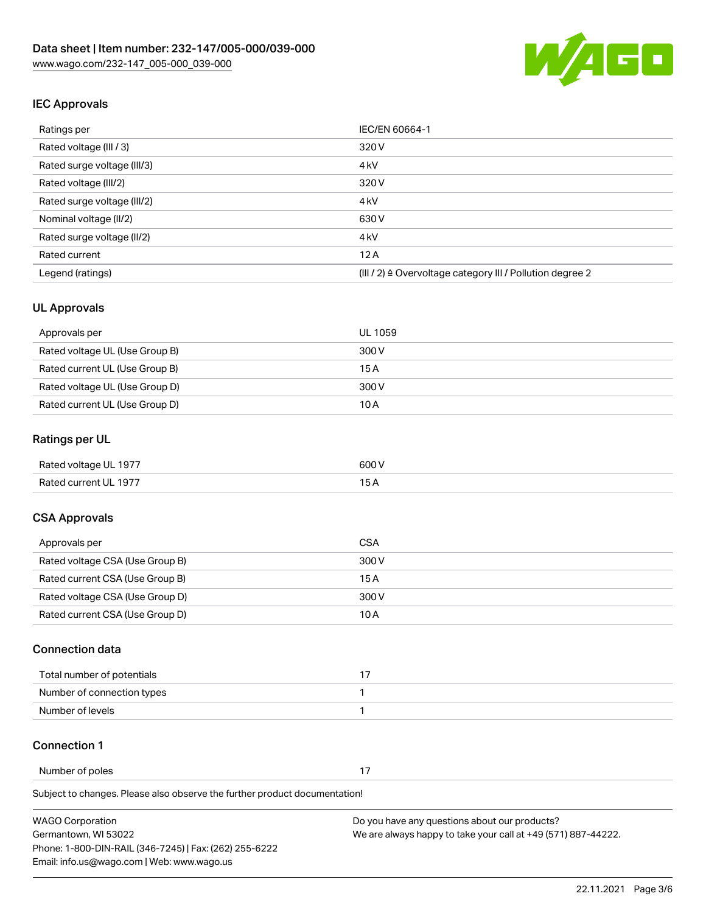## IEC Approvals

| | |
|---|---|
| Ratings per | IEC/EN 60664-1 |
| Rated voltage (III / 3) | 320 V |
| Rated surge voltage (III/3) | 4 kV |
| Rated voltage (III/2) | 320 V |
| Rated surge voltage (III/2) | 4 kV |
| Nominal voltage (II/2) | 630 V |
| Rated surge voltage (II/2) | 4 kV |
| Rated current | 12 A |
| Legend (ratings) | (III / 2) ≙ Overvoltage category III / Pollution degree 2 |

## UL Approvals

| | |
|---|---|
| Approvals per | UL 1059 |
| Rated voltage UL (Use Group B) | 300 V |
| Rated current UL (Use Group B) | 15 A |
| Rated voltage UL (Use Group D) | 300 V |
| Rated current UL (Use Group D) | 10 A |

## Ratings per UL

| | |
|---|---|
| Rated voltage UL 1977 | 600 V |
| Rated current UL 1977 | 15 A |

## CSA Approvals

| | |
|---|---|
| Approvals per | CSA |
| Rated voltage CSA (Use Group B) | 300 V |
| Rated current CSA (Use Group B) | 15 A |
| Rated voltage CSA (Use Group D) | 300 V |
| Rated current CSA (Use Group D) | 10 A |

## Connection data

| | |
|---|---|
| Total number of potentials | 17 |
| Number of connection types | 1 |
| Number of levels | 1 |

## Connection 1

| | |
|---|---|
| Number of poles | 17 |

Subject to changes. Please also observe the further product documentation!

WAGO Corporation
Germantown, WI 53022
Phone: 1-800-DIN-RAIL (346-7245) | Fax: (262) 255-6222
Email: info.us@wago.com | Web: www.wago.us

Do you have any questions about our products?
We are always happy to take your call at +49 (571) 887-44222.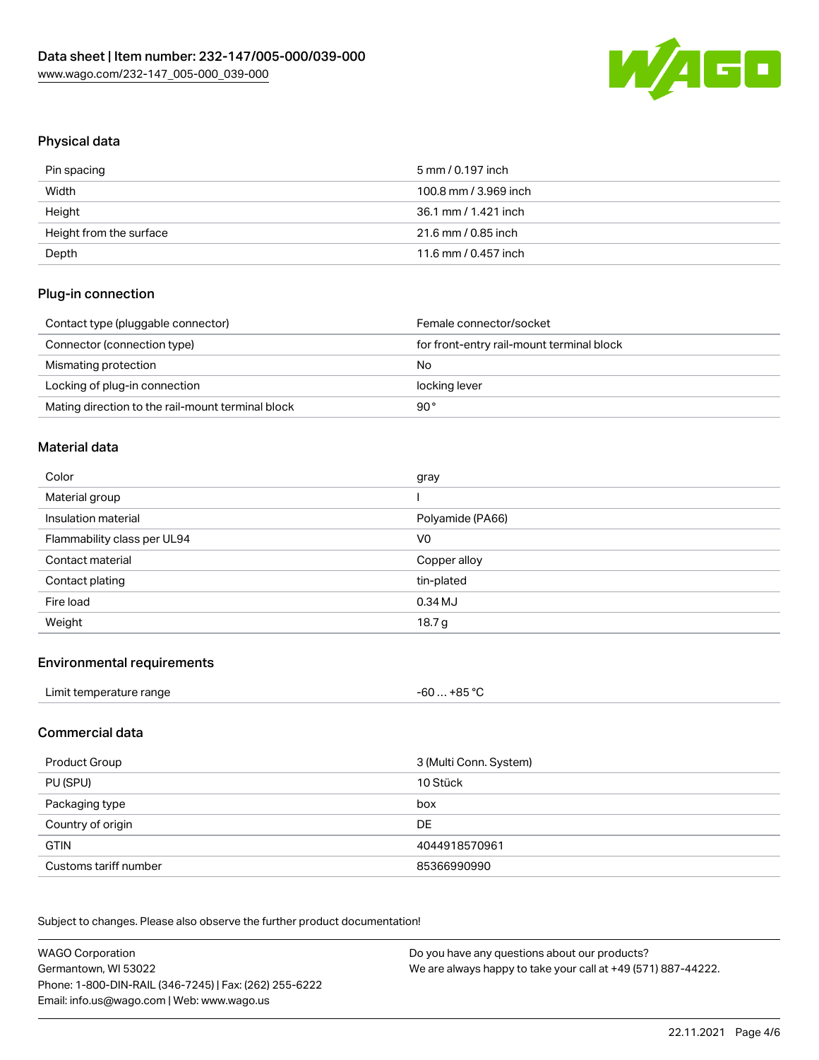## Physical data

| | |
|---|---|
| Pin spacing | 5 mm / 0.197 inch |
| Width | 100.8 mm / 3.969 inch |
| Height | 36.1 mm / 1.421 inch |
| Height from the surface | 21.6 mm / 0.85 inch |
| Depth | 11.6 mm / 0.457 inch |

## Plug-in connection

| | |
|---|---|
| Contact type (pluggable connector) | Female connector/socket |
| Connector (connection type) | for front-entry rail-mount terminal block |
| Mismating protection | No |
| Locking of plug-in connection | locking lever |
| Mating direction to the rail-mount terminal block | 90 ° |

## Material data

| | |
|---|---|
| Color | gray |
| Material group | I |
| Insulation material | Polyamide (PA66) |
| Flammability class per UL94 | V0 |
| Contact material | Copper alloy |
| Contact plating | tin-plated |
| Fire load | 0.34 MJ |
| Weight | 18.7 g |

## Environmental requirements

| | |
|---|---|
| Limit temperature range | -60 … +85 °C |

## Commercial data

| | |
|---|---|
| Product Group | 3 (Multi Conn. System) |
| PU (SPU) | 10 Stück |
| Packaging type | box |
| Country of origin | DE |
| GTIN | 4044918570961 |
| Customs tariff number | 85366990990 |

Subject to changes. Please also observe the further product documentation!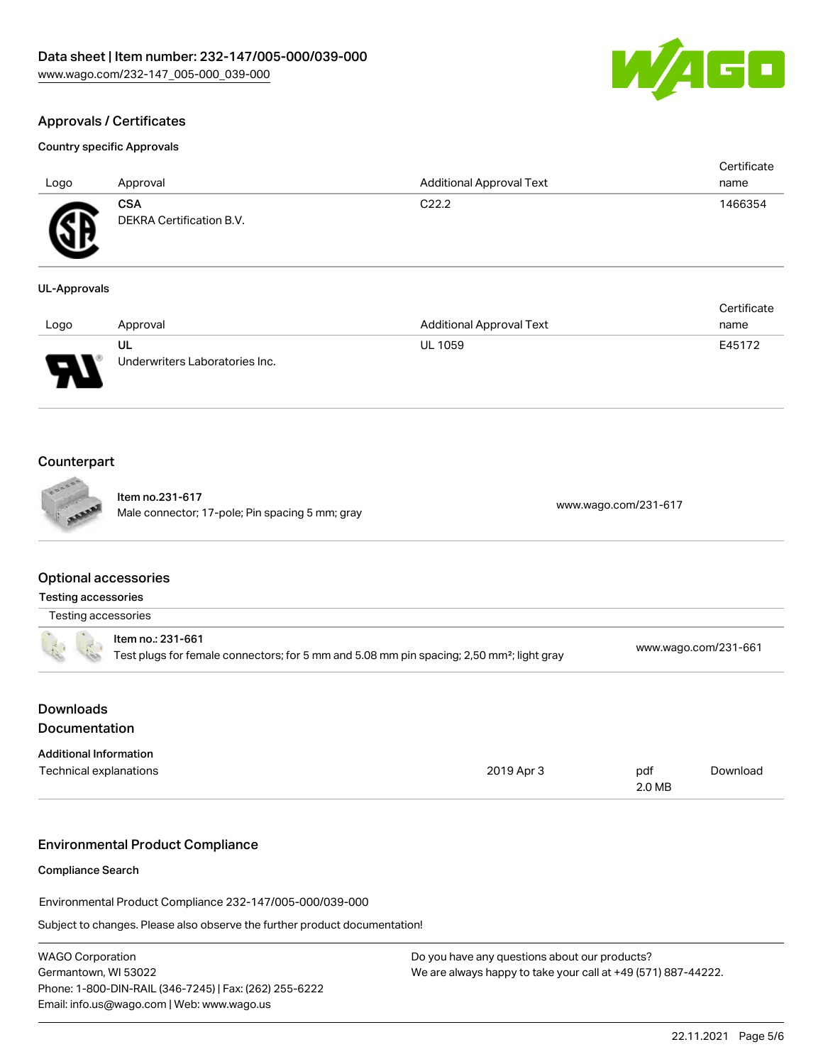## Approvals / Certificates

### Country specific Approvals

| Logo | Approval | Additional Approval Text | Certificate name |
| --- | --- | --- | --- |
| | **CSA**<br>DEKRA Certification B.V. | C22.2 | 1466354 |

### UL-Approvals

| Logo | Approval | Additional Approval Text | Certificate name |
| --- | --- | --- | --- |
| | **UL**<br>Underwriters Laboratories Inc. | UL 1059 | E45172 |

## Counterpart

| | |
| --- | --- |
| Item no.231-617<br>Male connector; 17-pole; Pin spacing 5 mm; gray | www.wago.com/231-617 |

## Optional accessories

### Testing accessories

| Testing accessories | |
| --- | --- |
| Item no.: 231-661<br>Test plugs for female connectors; for 5 mm and 5.08 mm pin spacing; 2,50 mm²; light gray | www.wago.com/231-661 |

## Downloads

## Documentation

### Additional Information

| | | | |
| --- | --- | --- | --- |
| Technical explanations | 2019 Apr 3 | pdf<br>2.0 MB | Download |

## Environmental Product Compliance

### Compliance Search

Environmental Product Compliance 232-147/005-000/039-000

Subject to changes. Please also observe the further product documentation!

WAGO Corporation
Germantown, WI 53022
Phone: 1-800-DIN-RAIL (346-7245) | Fax: (262) 255-6222
Email: info.us@wago.com | Web: www.wago.us

Do you have any questions about our products?
We are always happy to take your call at +49 (571) 887-44222.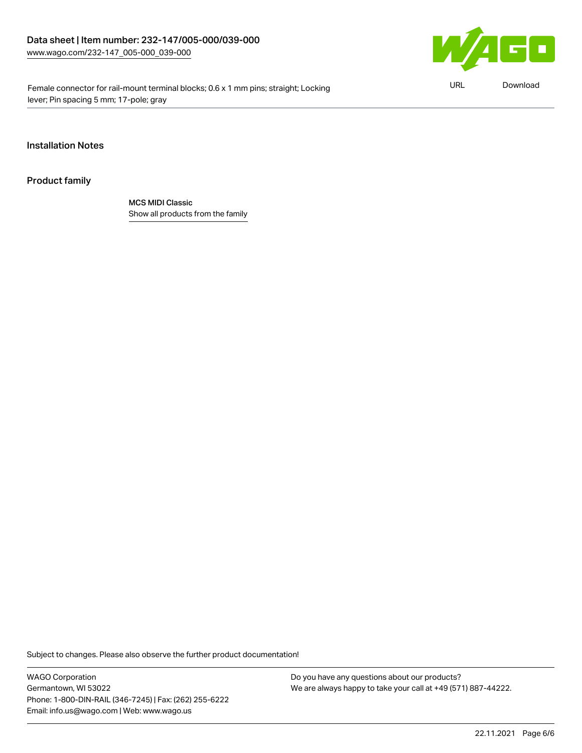## Installation Notes

## Product family

MCS MIDI Classic
Show all products from the family

Subject to changes. Please also observe the further product documentation!

WAGO Corporation
Germantown, WI 53022
Phone: 1-800-DIN-RAIL (346-7245) | Fax: (262) 255-6222
Email: info.us@wago.com | Web: www.wago.us

Do you have any questions about our products?
We are always happy to take your call at +49 (571) 887-44222.